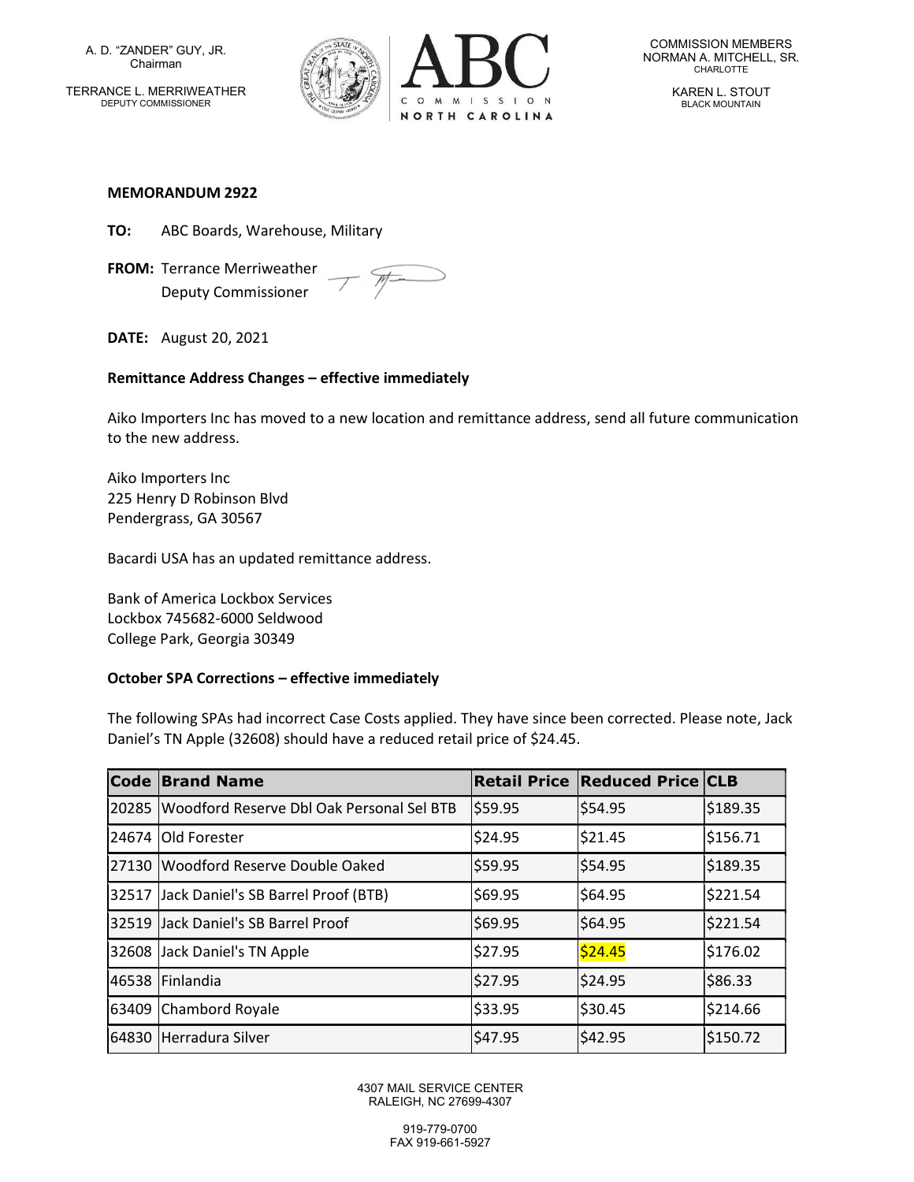A. D. "ZANDER" GUY, JR.
Chairman

TERRANCE L. MERRIWEATHER
DEPUTY COMMISSIONER

ABC COMMISSION NORTH CAROLINA

COMMISSION MEMBERS
NORMAN A. MITCHELL, SR.
CHARLOTTE

KAREN L. STOUT
BLACK MOUNTAIN

**MEMORANDUM 2922**

**TO:** ABC Boards, Warehouse, Military

**FROM:** Terrance Merriweather
Deputy Commissioner

**DATE:** August 20, 2021

**Remittance Address Changes – effective immediately**

Aiko Importers Inc has moved to a new location and remittance address, send all future communication to the new address.

Aiko Importers Inc
225 Henry D Robinson Blvd
Pendergrass, GA 30567

Bacardi USA has an updated remittance address.

Bank of America Lockbox Services
Lockbox 745682-6000 Seldwood
College Park, Georgia 30349

**October SPA Corrections – effective immediately**

The following SPAs had incorrect Case Costs applied. They have since been corrected. Please note, Jack Daniel's TN Apple (32608) should have a reduced retail price of $24.45.

| Code | Brand Name | Retail Price | Reduced Price | CLB |
|---|---|---|---|---|
| 20285 | Woodford Reserve Dbl Oak Personal Sel BTB | $59.95 | $54.95 | $189.35 |
| 24674 | Old Forester | $24.95 | $21.45 | $156.71 |
| 27130 | Woodford Reserve Double Oaked | $59.95 | $54.95 | $189.35 |
| 32517 | Jack Daniel's SB Barrel Proof (BTB) | $69.95 | $64.95 | $221.54 |
| 32519 | Jack Daniel's SB Barrel Proof | $69.95 | $64.95 | $221.54 |
| 32608 | Jack Daniel's TN Apple | $27.95 | $24.45 | $176.02 |
| 46538 | Finlandia | $27.95 | $24.95 | $86.33 |
| 63409 | Chambord Royale | $33.95 | $30.45 | $214.66 |
| 64830 | Herradura Silver | $47.95 | $42.95 | $150.72 |

4307 MAIL SERVICE CENTER
RALEIGH, NC 27699-4307

919-779-0700
FAX 919-661-5927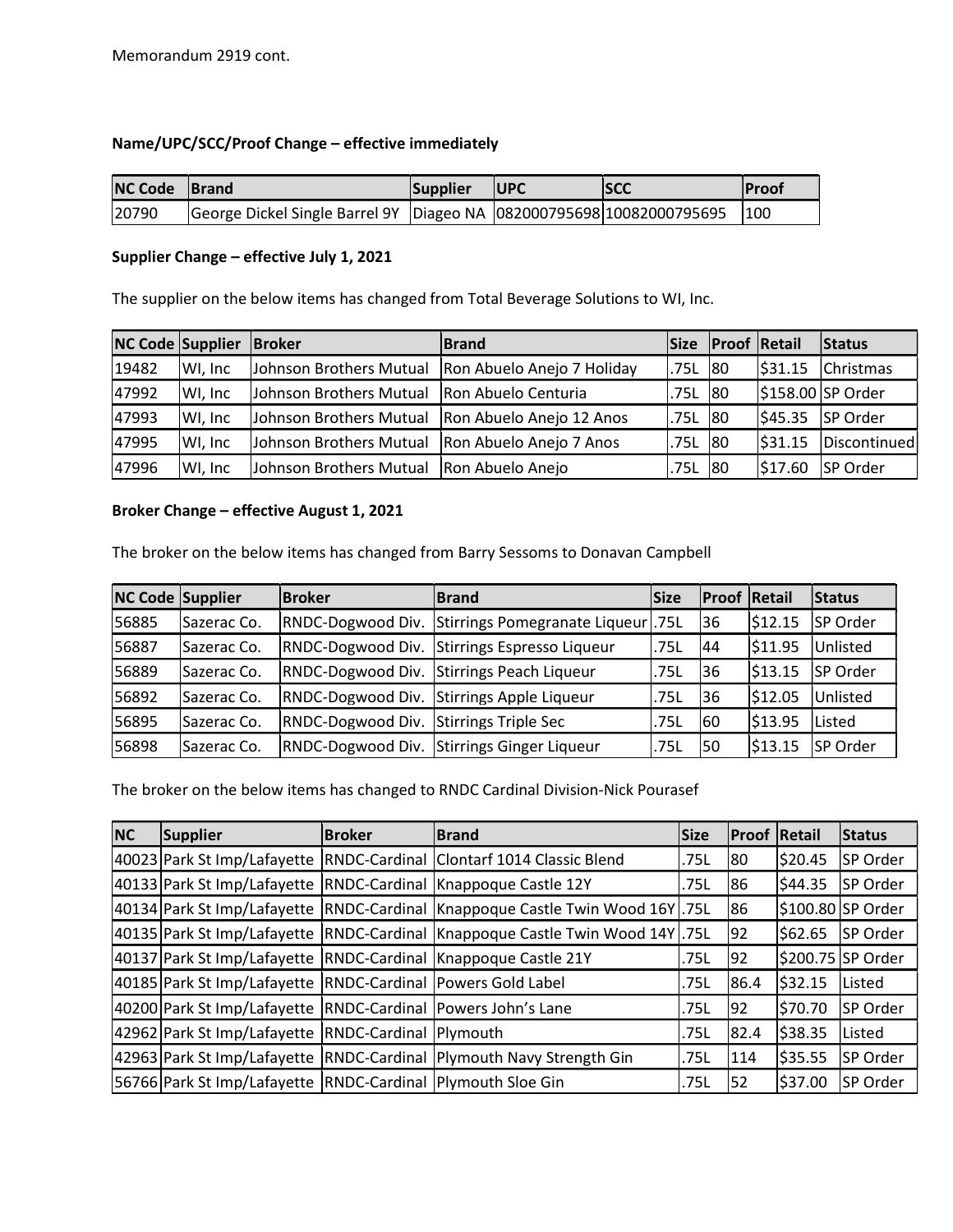Memorandum 2919 cont.

**Name/UPC/SCC/Proof Change – effective immediately**

| NC Code | Brand | Supplier | UPC | SCC | Proof |
|---|---|---|---|---|---|
| 20790 | George Dickel Single Barrel 9Y | Diageo NA | 082000795698 | 10082000795695 | 100 |

**Supplier Change – effective July 1, 2021**

The supplier on the below items has changed from Total Beverage Solutions to WI, Inc.

| NC Code | Supplier | Broker | Brand | Size | Proof | Retail | Status |
|---|---|---|---|---|---|---|---|
| 19482 | WI, Inc | Johnson Brothers Mutual | Ron Abuelo Anejo 7 Holiday | .75L | 80 | $31.15 | Christmas |
| 47992 | WI, Inc | Johnson Brothers Mutual | Ron Abuelo Centuria | .75L | 80 | $158.00 | SP Order |
| 47993 | WI, Inc | Johnson Brothers Mutual | Ron Abuelo Anejo 12 Anos | .75L | 80 | $45.35 | SP Order |
| 47995 | WI, Inc | Johnson Brothers Mutual | Ron Abuelo Anejo 7 Anos | .75L | 80 | $31.15 | Discontinued |
| 47996 | WI, Inc | Johnson Brothers Mutual | Ron Abuelo Anejo | .75L | 80 | $17.60 | SP Order |

**Broker Change – effective August 1, 2021**

The broker on the below items has changed from Barry Sessoms to Donavan Campbell

| NC Code | Supplier | Broker | Brand | Size | Proof | Retail | Status |
|---|---|---|---|---|---|---|---|
| 56885 | Sazerac Co. | RNDC-Dogwood Div. | Stirrings Pomegranate Liqueur | .75L | 36 | $12.15 | SP Order |
| 56887 | Sazerac Co. | RNDC-Dogwood Div. | Stirrings Espresso Liqueur | .75L | 44 | $11.95 | Unlisted |
| 56889 | Sazerac Co. | RNDC-Dogwood Div. | Stirrings Peach Liqueur | .75L | 36 | $13.15 | SP Order |
| 56892 | Sazerac Co. | RNDC-Dogwood Div. | Stirrings Apple Liqueur | .75L | 36 | $12.05 | Unlisted |
| 56895 | Sazerac Co. | RNDC-Dogwood Div. | Stirrings Triple Sec | .75L | 60 | $13.95 | Listed |
| 56898 | Sazerac Co. | RNDC-Dogwood Div. | Stirrings Ginger Liqueur | .75L | 50 | $13.15 | SP Order |

The broker on the below items has changed to RNDC Cardinal Division-Nick Pourasef

| NC | Supplier | Broker | Brand | Size | Proof | Retail | Status |
|---|---|---|---|---|---|---|---|
| 40023 | Park St Imp/Lafayette | RNDC-Cardinal | Clontarf 1014 Classic Blend | .75L | 80 | $20.45 | SP Order |
| 40133 | Park St Imp/Lafayette | RNDC-Cardinal | Knappoque Castle 12Y | .75L | 86 | $44.35 | SP Order |
| 40134 | Park St Imp/Lafayette | RNDC-Cardinal | Knappoque Castle Twin Wood 16Y | .75L | 86 | $100.80 | SP Order |
| 40135 | Park St Imp/Lafayette | RNDC-Cardinal | Knappoque Castle Twin Wood 14Y | .75L | 92 | $62.65 | SP Order |
| 40137 | Park St Imp/Lafayette | RNDC-Cardinal | Knappoque Castle 21Y | .75L | 92 | $200.75 | SP Order |
| 40185 | Park St Imp/Lafayette | RNDC-Cardinal | Powers Gold Label | .75L | 86.4 | $32.15 | Listed |
| 40200 | Park St Imp/Lafayette | RNDC-Cardinal | Powers John's Lane | .75L | 92 | $70.70 | SP Order |
| 42962 | Park St Imp/Lafayette | RNDC-Cardinal | Plymouth | .75L | 82.4 | $38.35 | Listed |
| 42963 | Park St Imp/Lafayette | RNDC-Cardinal | Plymouth Navy Strength Gin | .75L | 114 | $35.55 | SP Order |
| 56766 | Park St Imp/Lafayette | RNDC-Cardinal | Plymouth Sloe Gin | .75L | 52 | $37.00 | SP Order |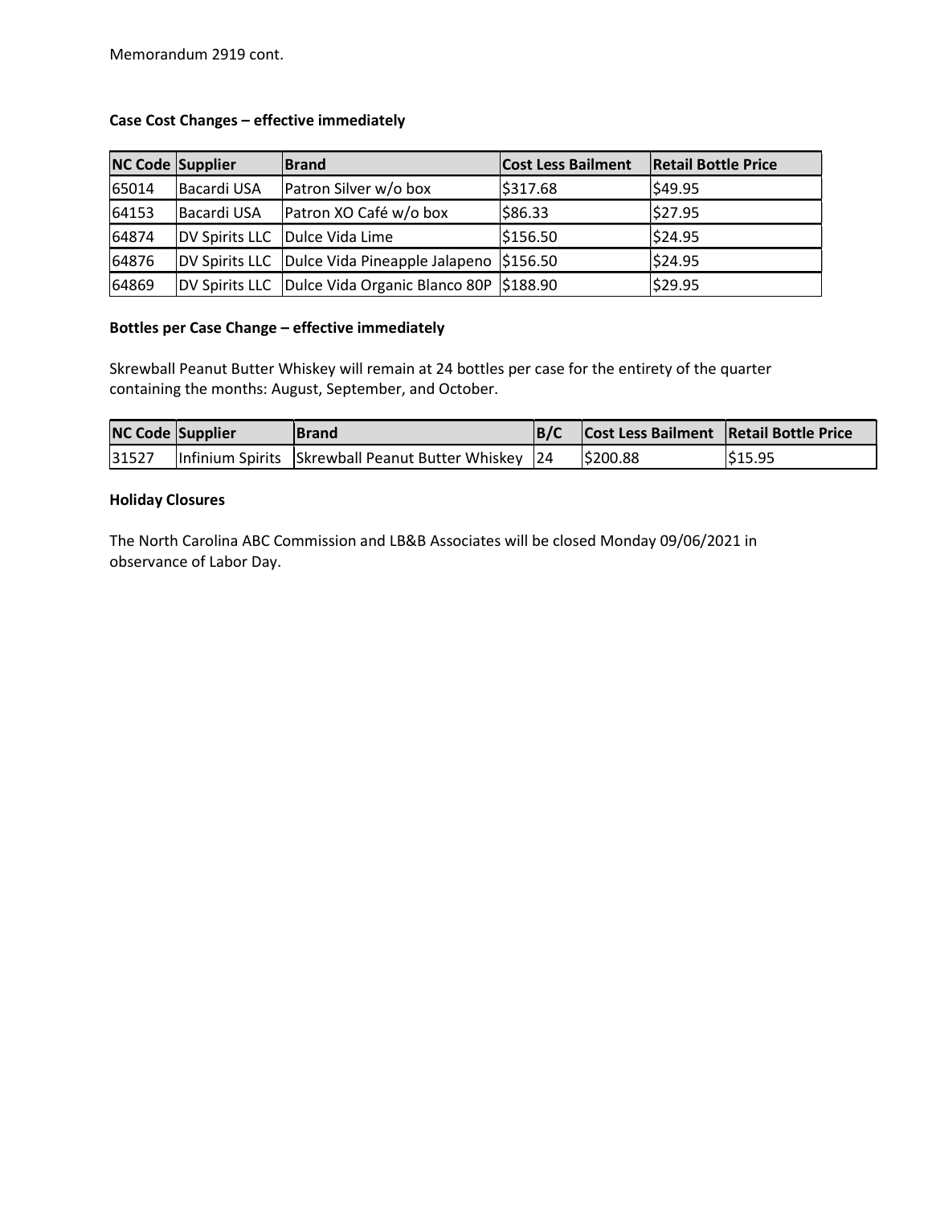Memorandum 2919 cont.

**Case Cost Changes – effective immediately**

| NC Code | Supplier | Brand | Cost Less Bailment | Retail Bottle Price |
| --- | --- | --- | --- | --- |
| 65014 | Bacardi USA | Patron Silver w/o box | $317.68 | $49.95 |
| 64153 | Bacardi USA | Patron XO Café w/o box | $86.33 | $27.95 |
| 64874 | DV Spirits LLC | Dulce Vida Lime | $156.50 | $24.95 |
| 64876 | DV Spirits LLC | Dulce Vida Pineapple Jalapeno | $156.50 | $24.95 |
| 64869 | DV Spirits LLC | Dulce Vida Organic Blanco 80P | $188.90 | $29.95 |

**Bottles per Case Change – effective immediately**

Skrewball Peanut Butter Whiskey will remain at 24 bottles per case for the entirety of the quarter containing the months: August, September, and October.

| NC Code | Supplier | Brand | B/C | Cost Less Bailment | Retail Bottle Price |
| --- | --- | --- | --- | --- | --- |
| 31527 | Infinium Spirits | Skrewball Peanut Butter Whiskey | 24 | $200.88 | $15.95 |

**Holiday Closures**

The North Carolina ABC Commission and LB&B Associates will be closed Monday 09/06/2021 in observance of Labor Day.